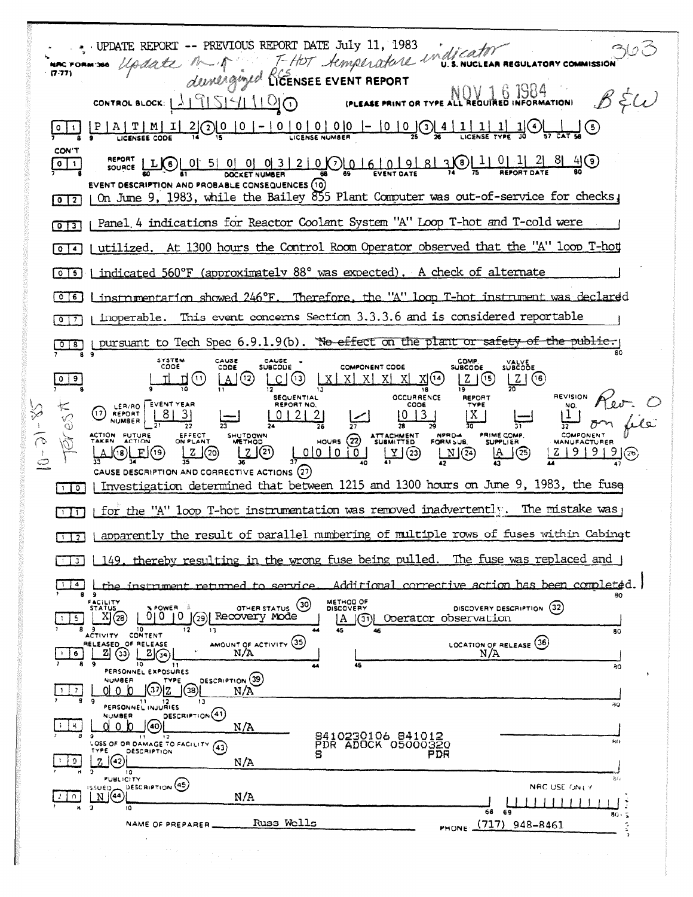UPDATE REPORT -- PREVIOUS REPORT DATE July 11, 1983

Update - T-HOT temperature indicator deenergized RCS

363

NRC FORM 366 (7-77)

U. S. NUCLEAR REGULATORY COMMISSION

# LICENSEE EVENT REPORT

NOV 16 1984

B&W

CONTROL BLOCK: | | | | | | | ① (PLEASE PRINT OR TYPE ALL REQUIRED INFORMATION)

| | | | | | | |
|---|---|---|---|---|---|---|
| 0 1 | P A T M I 2 ② | 0 0 - 0 0 0 0 0 - 0 0 ③ | 4 1 1 1 1 ④ | | ⑤ | |
| | LICENSEE CODE | LICENSE NUMBER | LICENSE TYPE | CAT | | |

CON'T

| | | | | | |
|---|---|---|---|---|---|
| 0 1 | REPORT SOURCE L ⑥ | 0 5 0 0 0 3 2 0 ⑦ | 0 6 0 9 8 3 ⑧ | 1 0 1 2 8 4 ⑨ | |
| | | DOCKET NUMBER | EVENT DATE | REPORT DATE | |

EVENT DESCRIPTION AND PROBABLE CONSEQUENCES ⑩

0 2 | On June 9, 1983, while the Bailey 855 Plant Computer was out-of-service for checks,

0 3 | Panel 4 indications for Reactor Coolant System "A" Loop T-hot and T-cold were

0 4 | utilized. At 1300 hours the Control Room Operator observed that the "A" loop T-hot

0 5 | indicated 560°F (approximately 88° was expected). A check of alternate

0 6 | instrumentation showed 246°F. Therefore, the "A" loop T-hot instrument was declared

0 7 | inoperable. This event concerns Section 3.3.3.6 and is considered reportable

0 8 | pursuant to Tech Spec 6.9.1.9(b). ~~No effect on the plant or safety of the public.~~

| | SYSTEM CODE | CAUSE CODE | CAUSE SUBCODE | COMPONENT CODE | COMP. SUBCODE | VALVE SUBCODE |
|---|---|---|---|---|---|---|
| 0 9 | I D ⑪ | A ⑫ | C ⑬ | X X X X X X ⑭ | Z ⑮ | Z ⑯ |

| ⑰ LER/RO REPORT NUMBER | EVENT YEAR | | SEQUENTIAL REPORT NO. | | OCCURRENCE CODE | REPORT TYPE | | REVISION NO. |
|---|---|---|---|---|---|---|---|---|
| | 8 3 | — | 0 2 2 | / | 0 3 | X | — | 1 |

Rev. 0 on file

| ACTION TAKEN | FUTURE ACTION | EFFECT ON PLANT | SHUTDOWN METHOD | HOURS ㉒ | ATTACHMENT SUBMITTED | NPRD-4 FORM SUB. | PRIME COMP. SUPPLIER | COMPONENT MANUFACTURER |
|---|---|---|---|---|---|---|---|---|
| A ⑱ | F ⑲ | Z ⑳ | Z ㉑ | 0 0 0 0 | Y ㉓ | N ㉔ | A ㉕ | Z 9 9 9 ㉖ |

Teresa 10-31-85

CAUSE DESCRIPTION AND CORRECTIVE ACTIONS ㉗

1 0 | Investigation determined that between 1215 and 1300 hours on June 9, 1983, the fuse

1 1 | for the "A" loop T-hot instrumentation was removed inadvertently. The mistake was

1 2 | apparently the result of parallel numbering of multiple rows of fuses within Cabinet

1 3 | 149, thereby resulting in the wrong fuse being pulled. The fuse was replaced and

1 4 | the instrument returned to service. Additional corrective action has been completed.

| | FACILITY STATUS | % POWER | OTHER STATUS ㉚ | METHOD OF DISCOVERY | DISCOVERY DESCRIPTION ㉜ |
|---|---|---|---|---|---|
| 1 5 | X ㉘ | 0 0 0 ㉙ | Recovery Mode | A ㉛ | Operator observation |

| | ACTIVITY RELEASED OF RELEASE | CONTENT | AMOUNT OF ACTIVITY ㉟ | LOCATION OF RELEASE ㊱ |
|---|---|---|---|---|
| 1 6 | Z ㉝ | Z ㉞ | N/A | N/A |

PERSONNEL EXPOSURES

| | NUMBER | TYPE | DESCRIPTION ㊴ |
|---|---|---|---|
| 1 7 | 0 0 0 ㊲ | Z ㊳ | N/A |

PERSONNEL INJURIES

| | NUMBER | DESCRIPTION ㊶ |
|---|---|---|
| 1 8 | 0 0 0 ㊵ | N/A |

8410230106 841012
PDR ADOCK 05000320
S PDR

LOSS OF OR DAMAGE TO FACILITY ㊸

| | TYPE | DESCRIPTION |
|---|---|---|
| 1 9 | Z ㊷ | N/A |

PUBLICITY

| | ISSUED | DESCRIPTION ㊺ |
|---|---|---|
| 2 0 | N ㊹ | N/A |

NRC USE ONLY

NAME OF PREPARER Russ Wells PHONE (717) 948-8461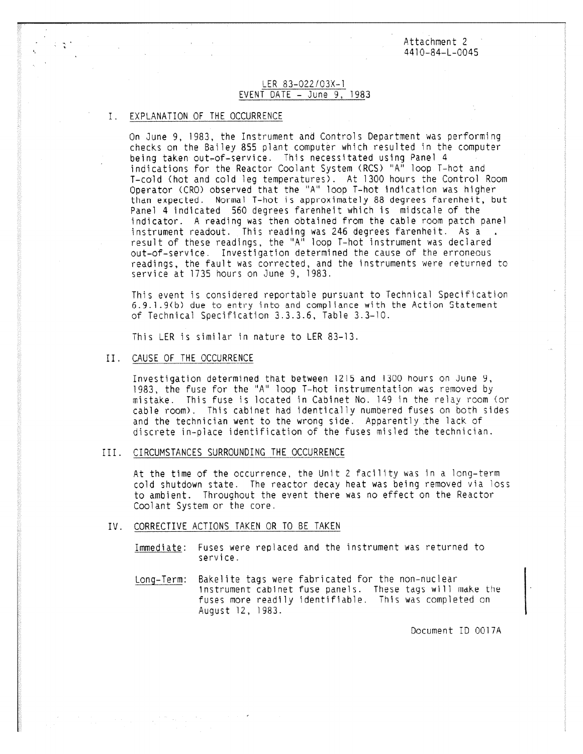Attachment 2
4410-84-L-0045

LER 83-022/03X-1
EVENT DATE - June 9, 1983

## I. EXPLANATION OF THE OCCURRENCE

On June 9, 1983, the Instrument and Controls Department was performing checks on the Bailey 855 plant computer which resulted in the computer being taken out-of-service. This necessitated using Panel 4 indications for the Reactor Coolant System (RCS) "A" loop T-hot and T-cold (hot and cold leg temperatures). At 1300 hours the Control Room Operator (CRO) observed that the "A" loop T-hot indication was higher than expected. Normal T-hot is approximately 88 degrees farenheit, but Panel 4 indicated 560 degrees farenheit which is midscale of the indicator. A reading was then obtained from the cable room patch panel instrument readout. This reading was 246 degrees farenheit. As a result of these readings, the "A" loop T-hot instrument was declared out-of-service. Investigation determined the cause of the erroneous readings, the fault was corrected, and the instruments were returned to service at 1735 hours on June 9, 1983.

This event is considered reportable pursuant to Technical Specification 6.9.1.9(b) due to entry into and compliance with the Action Statement of Technical Specification 3.3.3.6, Table 3.3-10.

This LER is similar in nature to LER 83-13.

## II. CAUSE OF THE OCCURRENCE

Investigation determined that between 1215 and 1300 hours on June 9, 1983, the fuse for the "A" loop T-hot instrumentation was removed by mistake. This fuse is located in Cabinet No. 149 in the relay room (or cable room). This cabinet had identically numbered fuses on both sides and the technician went to the wrong side. Apparently the lack of discrete in-place identification of the fuses misled the technician.

## III. CIRCUMSTANCES SURROUNDING THE OCCURRENCE

At the time of the occurrence, the Unit 2 facility was in a long-term cold shutdown state. The reactor decay heat was being removed via loss to ambient. Throughout the event there was no effect on the Reactor Coolant System or the core.

## IV. CORRECTIVE ACTIONS TAKEN OR TO BE TAKEN

Immediate: Fuses were replaced and the instrument was returned to service.

Long-Term: Bakelite tags were fabricated for the non-nuclear instrument cabinet fuse panels. These tags will make the fuses more readily identifiable. This was completed on August 12, 1983.

Document ID 0017A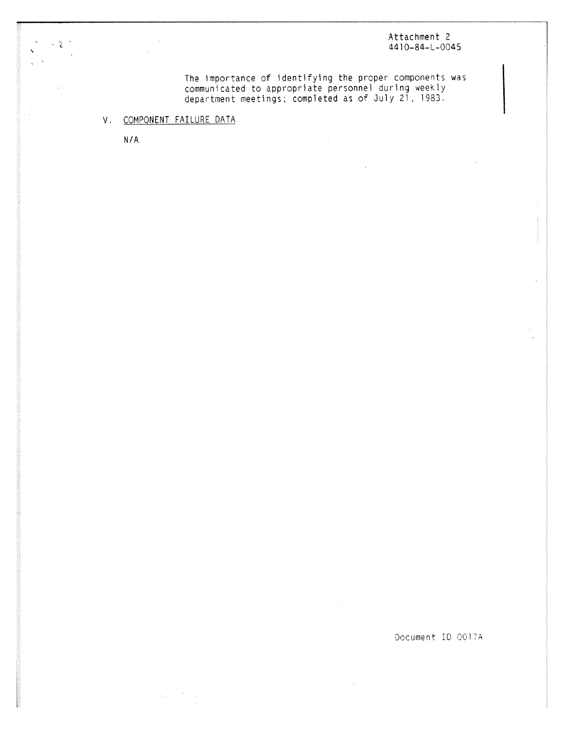Attachment 2
4410-84-L-0045

The importance of identifying the proper components was communicated to appropriate personnel during weekly department meetings; completed as of July 21, 1983.

V. COMPONENT FAILURE DATA

N/A

Document ID 0017A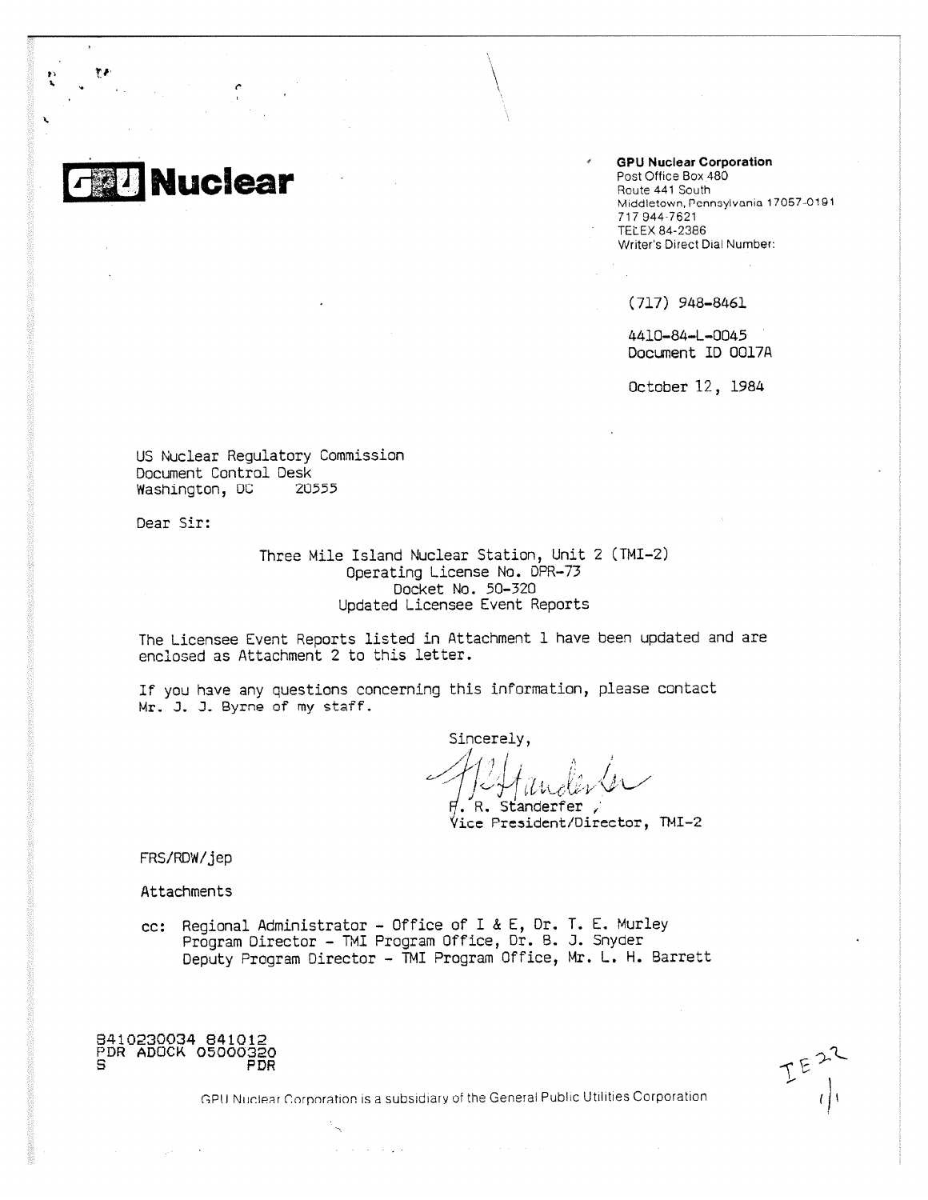**GPU Nuclear**

**GPU Nuclear Corporation**
Post Office Box 480
Route 441 South
Middletown, Pennsylvania 17057-0191
717 944-7621
TELEX 84-2386
Writer's Direct Dial Number:

(717) 948-8461

4410-84-L-0045
Document ID 0017A

October 12, 1984

US Nuclear Regulatory Commission
Document Control Desk
Washington, DC 20555

Dear Sir:

Three Mile Island Nuclear Station, Unit 2 (TMI-2)
Operating License No. DPR-73
Docket No. 50-320
Updated Licensee Event Reports

The Licensee Event Reports listed in Attachment 1 have been updated and are enclosed as Attachment 2 to this letter.

If you have any questions concerning this information, please contact Mr. J. J. Byrne of my staff.

Sincerely,

F. R. Standerfer
Vice President/Director, TMI-2

FRS/RDW/jep

Attachments

cc: Regional Administrator - Office of I & E, Dr. T. E. Murley
Program Director - TMI Program Office, Dr. B. J. Snyder
Deputy Program Director - TMI Program Office, Mr. L. H. Barrett

8410230034 841012
PDR ADOCK 05000320
S PDR

GPU Nuclear Corporation is a subsidiary of the General Public Utilities Corporation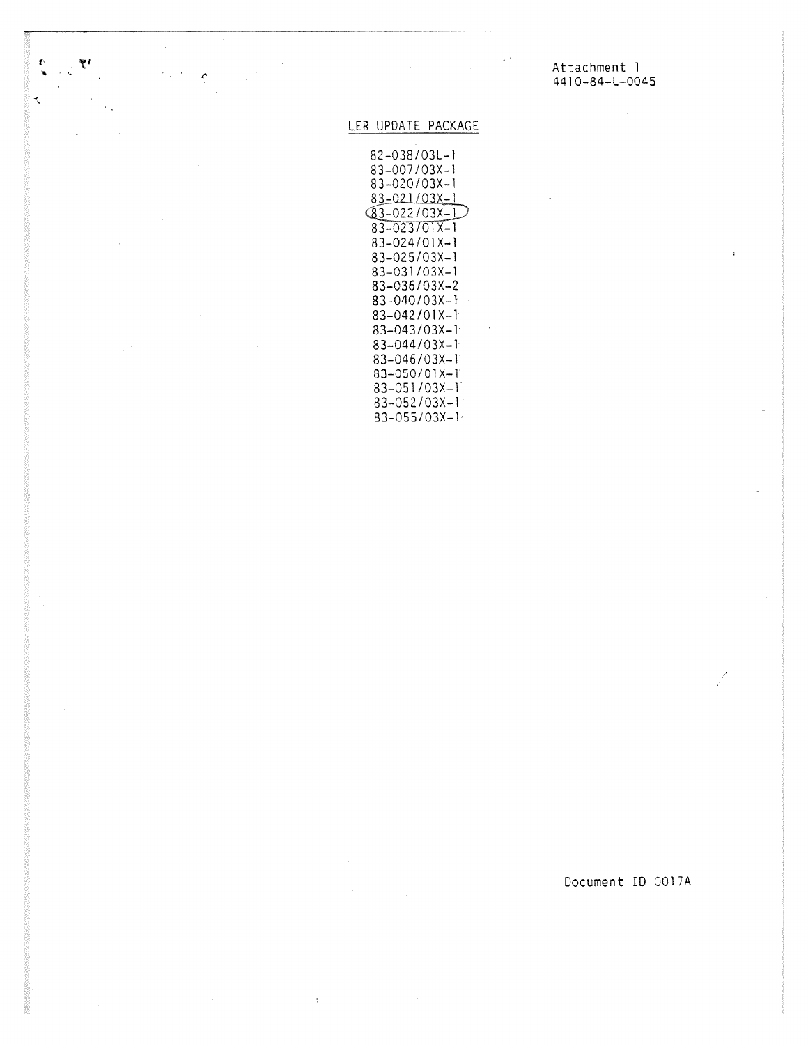Attachment 1
4410-84-L-0045

## LER UPDATE PACKAGE

82-038/03L-1
83-007/03X-1
83-020/03X-1
83-021/03X-1
83-022/03X-1
83-023/01X-1
83-024/01X-1
83-025/03X-1
83-031/03X-1
83-036/03X-2
83-040/03X-1
83-042/01X-1
83-043/03X-1
83-044/03X-1
83-046/03X-1
83-050/01X-1
83-051/03X-1
83-052/03X-1
83-055/03X-1

Document ID 0017A